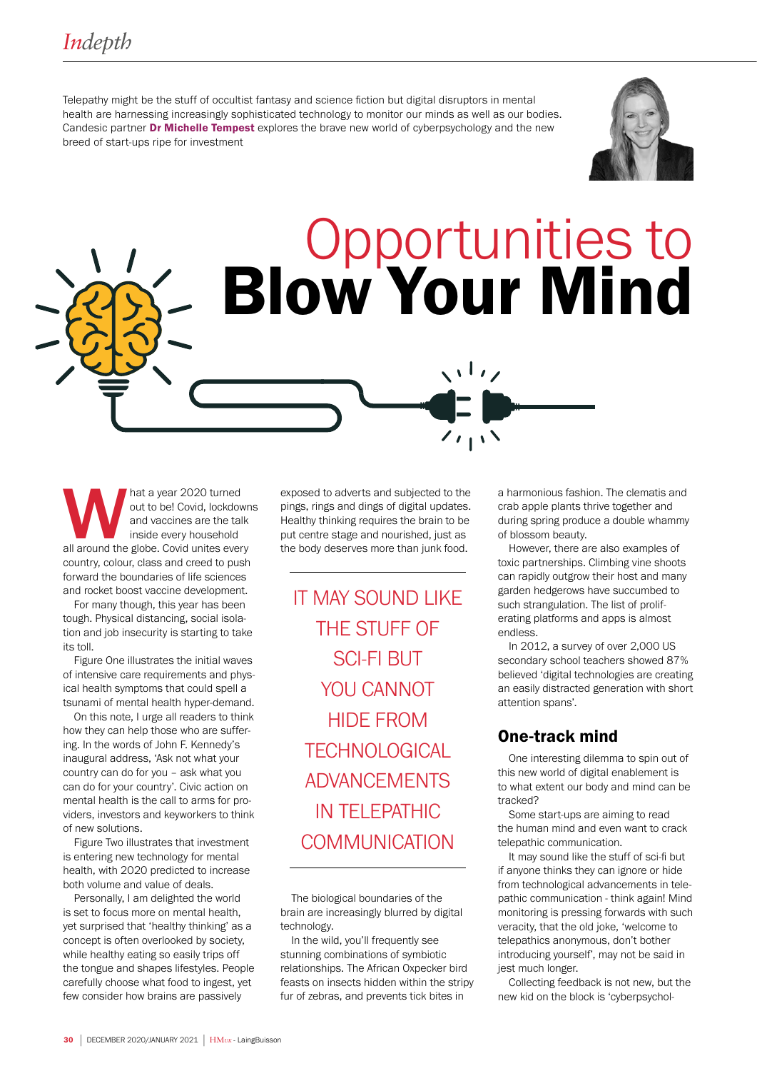Telepathy might be the stuff of occultist fantasy and science fiction but digital disruptors in mental health are harnessing increasingly sophisticated technology to monitor our minds as well as our bodies. Candesic partner **Dr Michelle Tempest** explores the brave new world of cyberpsychology and the new breed of start-ups ripe for investment

# Opportunities to Blow Your Mind

What a year 2020 turned out to be! Covid, lockdowns and vaccines are the talk inside every household all around the globe. Covid unites every country, colour, class and creed to push forward the boundaries of life sciences and rocket boost vaccine development.

For many though, this year has been tough. Physical distancing, social isolation and job insecurity is starting to take its toll.

Figure One illustrates the initial waves of intensive care requirements and physical health symptoms that could spell a tsunami of mental health hyper-demand.

On this note, I urge all readers to think how they can help those who are suffering. In the words of John F. Kennedy's inaugural address, 'Ask not what your country can do for you – ask what you can do for your country'. Civic action on mental health is the call to arms for providers, investors and keyworkers to think of new solutions.

Figure Two illustrates that investment is entering new technology for mental health, with 2020 predicted to increase both volume and value of deals.

Personally, I am delighted the world is set to focus more on mental health, yet surprised that 'healthy thinking' as a concept is often overlooked by society, while healthy eating so easily trips off the tongue and shapes lifestyles. People carefully choose what food to ingest, yet few consider how brains are passively exposed to adverts and subjected to the pings, rings and dings of digital updates. Healthy thinking requires the brain to be put centre stage and nourished, just as the body deserves more than junk food.

> IT MAY SOUND LIKE THE STUFF OF SCI-FI BUT YOU CANNOT HIDE FROM TECHNOLOGICAL ADVANCEMENTS IN TELEPATHIC COMMUNICATION

The biological boundaries of the brain are increasingly blurred by digital technology.

In the wild, you'll frequently see stunning combinations of symbiotic relationships. The African Oxpecker bird feasts on insects hidden within the stripy fur of zebras, and prevents tick bites in a harmonious fashion. The clematis and crab apple plants thrive together and during spring produce a double whammy of blossom beauty.

However, there are also examples of toxic partnerships. Climbing vine shoots can rapidly outgrow their host and many garden hedgerows have succumbed to such strangulation. The list of proliferating platforms and apps is almost endless.

In 2012, a survey of over 2,000 US secondary school teachers showed 87% believed 'digital technologies are creating an easily distracted generation with short attention spans'.

## One-track mind

One interesting dilemma to spin out of this new world of digital enablement is to what extent our body and mind can be tracked?

Some start-ups are aiming to read the human mind and even want to crack telepathic communication.

It may sound like the stuff of sci-fi but if anyone thinks they can ignore or hide from technological advancements in telepathic communication - think again! Mind monitoring is pressing forwards with such veracity, that the old joke, 'welcome to telepathics anonymous, don't bother introducing yourself', may not be said in jest much longer.

Collecting feedback is not new, but the new kid on the block is 'cyberpsychol-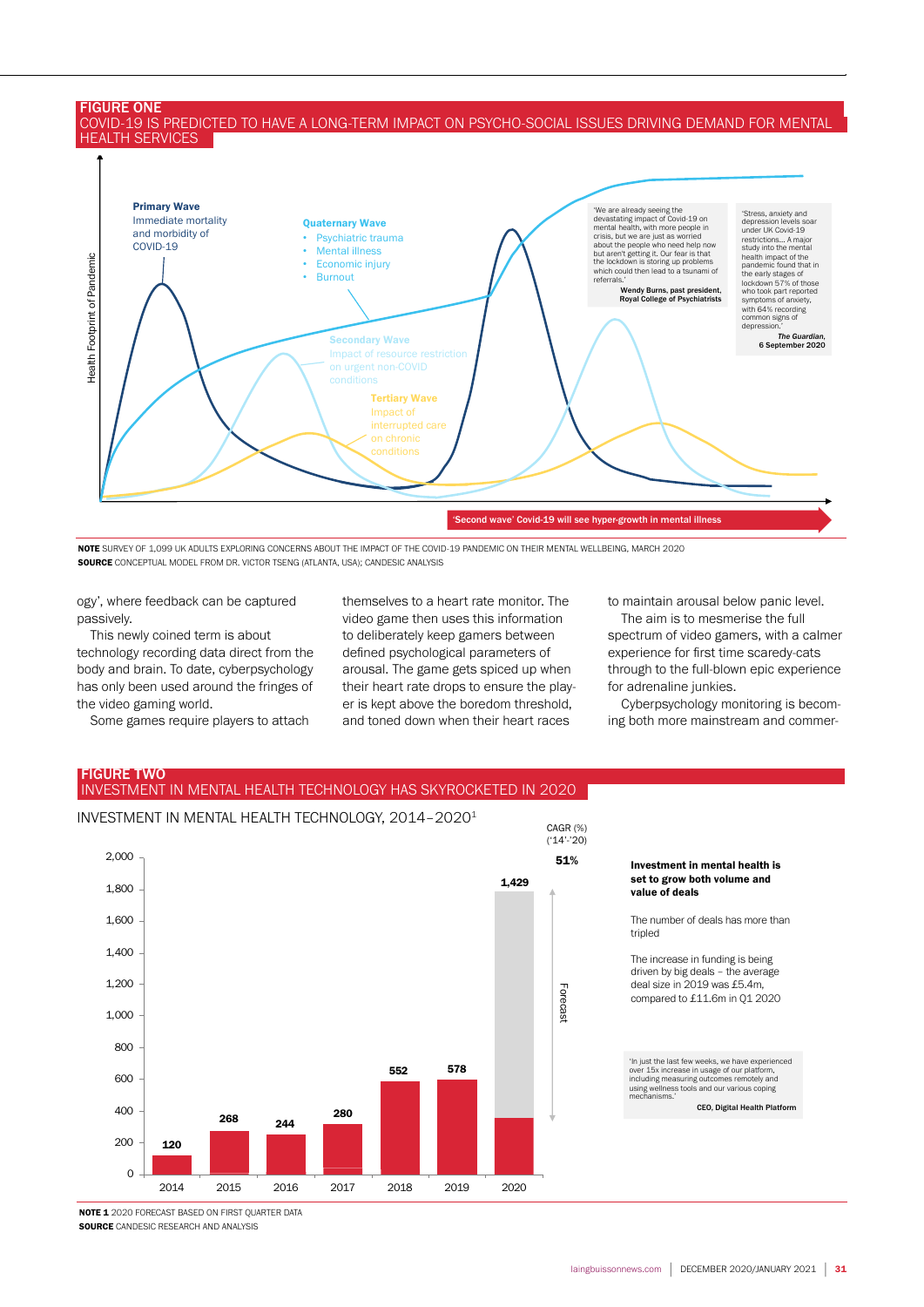## FIGURE ONE

### COVID-19 IS PREDICTED TO HAVE A LONG-TERM IMPACT ON PSYCHO-SOCIAL ISSUES DRIVING DEMAND FOR MENTAL HEALTH SERVICES

Health Footprint of Pandemic

**Primary Wave**
Immediate mortality and morbidity of COVID-19

**Quaternary Wave**
- Psychiatric trauma
- Mental illness
- Economic injury
- Burnout

**Secondary Wave**
Impact of resource restriction on urgent non-COVID conditions

**Tertiary Wave**
Impact of interrupted care on chronic conditions

'We are already seeing the devastating impact of Covid-19 on mental health, with more people in crisis, but we are just as worried about the people who need help now but aren't getting it. Our fear is that the lockdown is storing up problems which could then lead to a tsunami of referrals.'
**Wendy Burns, past president, Royal College of Psychiatrists**

'Stress, anxiety and depression levels soar under UK Covid-19 restrictions... A major study into the mental health impact of the pandemic found that in the early stages of lockdown 57% of those who took part reported symptoms of anxiety, with 64% recording common signs of depression.'
***The Guardian*, 6 September 2020**

'Second wave' Covid-19 will see hyper-growth in mental illness

**NOTE** SURVEY OF 1,099 UK ADULTS EXPLORING CONCERNS ABOUT THE IMPACT OF THE COVID-19 PANDEMIC ON THEIR MENTAL WELLBEING, MARCH 2020
**SOURCE** CONCEPTUAL MODEL FROM DR. VICTOR TSENG (ATLANTA, USA); CANDESIC ANALYSIS

ogy', where feedback can be captured passively.

This newly coined term is about technology recording data direct from the body and brain. To date, cyberpsychology has only been used around the fringes of the video gaming world.

Some games require players to attach themselves to a heart rate monitor. The video game then uses this information to deliberately keep gamers between defined psychological parameters of arousal. The game gets spiced up when their heart rate drops to ensure the player is kept above the boredom threshold, and toned down when their heart races to maintain arousal below panic level.

The aim is to mesmerise the full spectrum of video gamers, with a calmer experience for first time scaredy-cats through to the full-blown epic experience for adrenaline junkies.

Cyberpsychology monitoring is becoming both more mainstream and commer-

## FIGURE TWO

### INVESTMENT IN MENTAL HEALTH TECHNOLOGY HAS SKYROCKETED IN 2020

INVESTMENT IN MENTAL HEALTH TECHNOLOGY, 2014–2020[1]

| Year | Investment |
|---|---|
| 2014 | 120 |
| 2015 | 268 |
| 2016 | 244 |
| 2017 | 280 |
| 2018 | 552 |
| 2019 | 578 |
| 2020 | 1,429 (Forecast) |

CAGR (%) ('14'-'20): 51%

**Investment in mental health is set to grow both volume and value of deals**

The number of deals has more than tripled

The increase in funding is being driven by big deals – the average deal size in 2019 was £5.4m, compared to £11.6m in Q1 2020

'In just the last few weeks, we have experienced over 15x increase in usage of our platform, including measuring outcomes remotely and using wellness tools and our various coping mechanisms.'
**CEO, Digital Health Platform**

**NOTE 1** 2020 FORECAST BASED ON FIRST QUARTER DATA
**SOURCE** CANDESIC RESEARCH AND ANALYSIS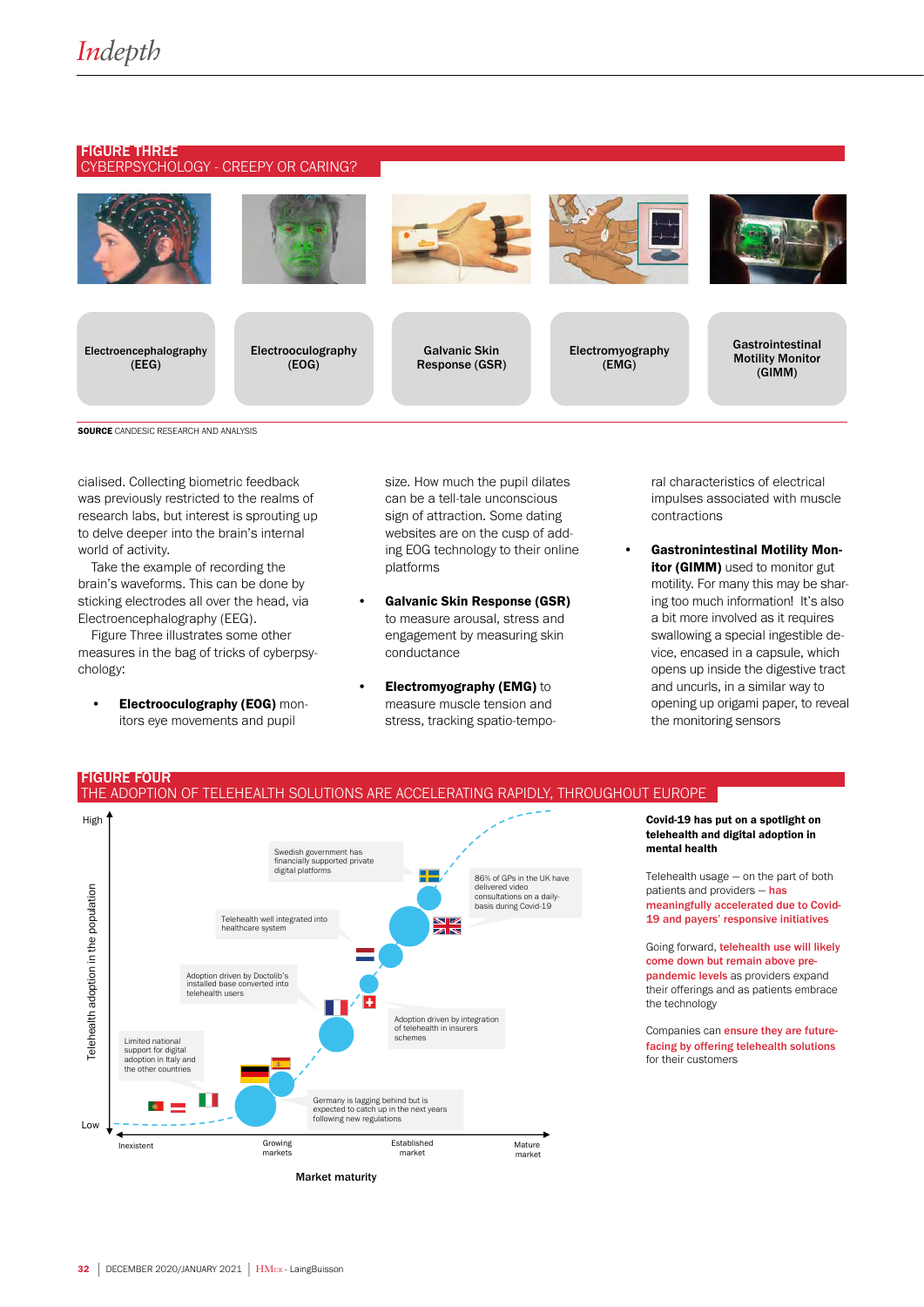## FIGURE THREE
CYBERPSYCHOLOGY - CREEPY OR CARING?

Electroencephalography (EEG) | Electrooculography (EOG) | Galvanic Skin Response (GSR) | Electromyography (EMG) | Gastrointestinal Motility Monitor (GIMM)

**SOURCE** CANDESIC RESEARCH AND ANALYSIS

cialised. Collecting biometric feedback was previously restricted to the realms of research labs, but interest is sprouting up to delve deeper into the brain's internal world of activity.

Take the example of recording the brain's waveforms. This can be done by sticking electrodes all over the head, via Electroencephalography (EEG).

Figure Three illustrates some other measures in the bag of tricks of cyberpsychology:

- **Electrooculography (EOG)** monitors eye movements and pupil size. How much the pupil dilates can be a tell-tale unconscious sign of attraction. Some dating websites are on the cusp of adding EOG technology to their online platforms
- **Galvanic Skin Response (GSR)** to measure arousal, stress and engagement by measuring skin conductance
- **Electromyography (EMG)** to measure muscle tension and stress, tracking spatio-temporal characteristics of electrical impulses associated with muscle contractions
- **Gastronintestinal Motility Monitor (GIMM)** used to monitor gut motility. For many this may be sharing too much information! It's also a bit more involved as it requires swallowing a special ingestible device, encased in a capsule, which opens up inside the digestive tract and uncurls, in a similar way to opening up origami paper, to reveal the monitoring sensors

## FIGURE FOUR
THE ADOPTION OF TELEHEALTH SOLUTIONS ARE ACCELERATING RAPIDLY, THROUGHOUT EUROPE

Telehealth adoption in the population (Low – High) vs Market maturity (Inexistent – Growing markets – Established market – Mature market)

- Limited national support for digital adoption in Italy and the other countries
- Germany is lagging behind but is expected to catch up in the next years following new regulations
- Adoption driven by Doctolib's installed base converted into telehealth users
- Adoption driven by integration of telehealth in insurers schemes
- Telehealth well integrated into healthcare system
- Swedish government has financially supported private digital platforms
- 86% of GPs in the UK have delivered video consultations on a daily-basis during Covid-19

**Covid-19 has put on a spotlight on telehealth and digital adoption in mental health**

Telehealth usage — on the part of both patients and providers — has meaningfully accelerated due to Covid-19 and payers' responsive initiatives

Going forward, telehealth use will likely come down but remain above pre-pandemic levels as providers expand their offerings and as patients embrace the technology

Companies can ensure they are future-facing by offering telehealth solutions for their customers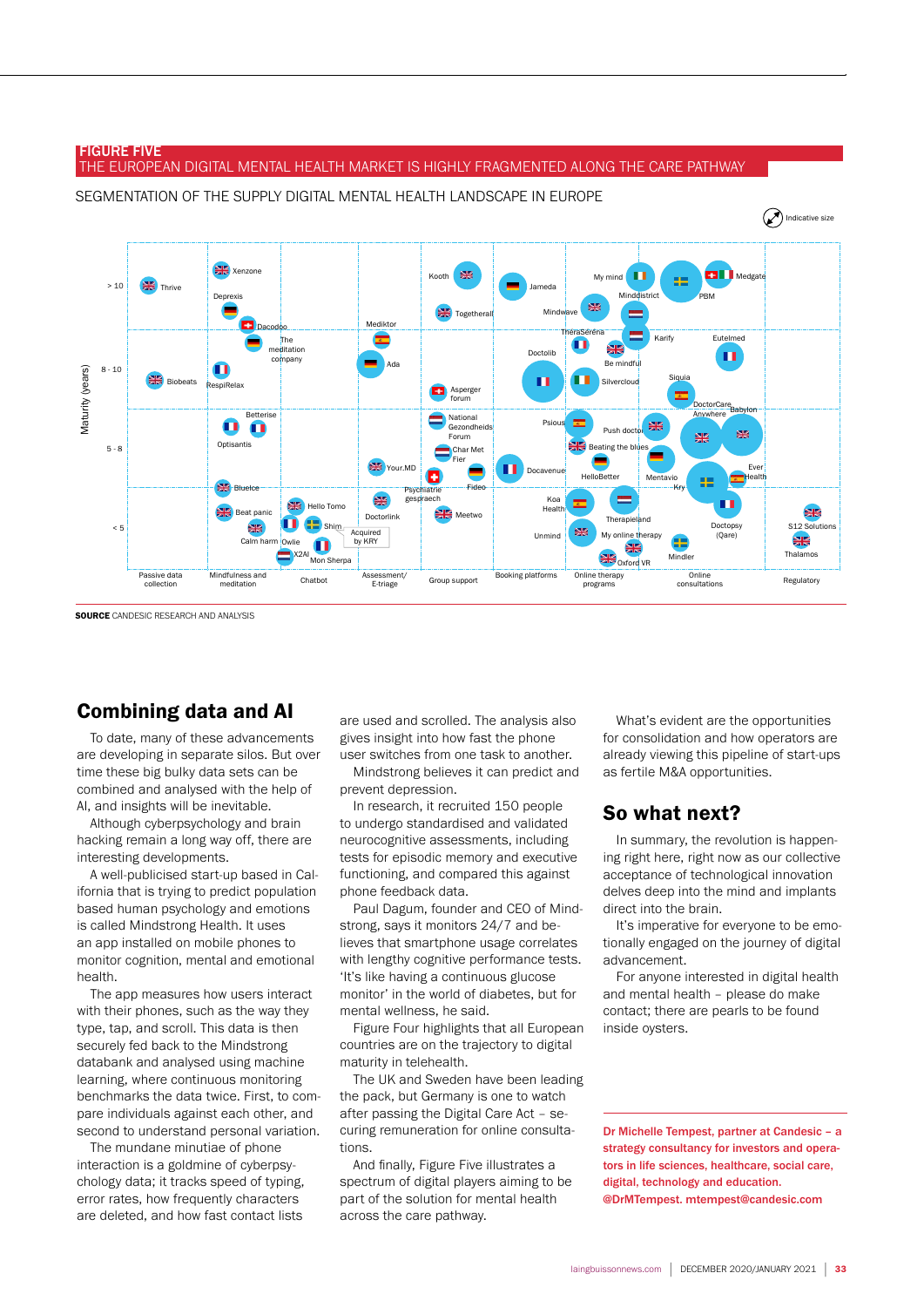**FIGURE FIVE**
THE EUROPEAN DIGITAL MENTAL HEALTH MARKET IS HIGHLY FRAGMENTED ALONG THE CARE PATHWAY

SEGMENTATION OF THE SUPPLY DIGITAL MENTAL HEALTH LANDSCAPE IN EUROPE

Indicative size

Maturity (years)

> 10
8 - 10
5 - 8
< 5

Thrive
Xenzone
Deprexis
Dacodoo
The meditation company
Biobeats
RespiRelax
Betterise
Optisantis
Bluelce
Beat panic
Calm harm
Hello Tomo
Shim
Owlie
X2AI
Mon Sherpa
Acquired by KRY
Mediktor
Ada
Your.MD
Doctorlink
Psychiatrie gespraech
Kooth
Togetherall
Asperger forum
National Gezondheids Forum
Char Met Fier
Fideo
Meetwo
Jameda
Doctolib
Docavenue
Koa Health
Unmind
My mind
Minddistrict
Mindwave
TheraSeréna
Be mindful
Silvercloud
Psious
Push doctor
Beating the blues
HelloBetter
Therapieland
My online therapy
Oxford VR
PBM
Medgate
Karify
Eutelmed
Siquia
DoctorCare Anywhere
Babylon
Mentavio
Kry
Ever Health
Doctopsy (Qare)
Mindler
S12 Solutions
Thalamos

Passive data collection
Mindfulness and meditation
Chatbot
Assessment/ E-triage
Group support
Booking platforms
Online therapy programs
Online consultations
Regulatory

**SOURCE** CANDESIC RESEARCH AND ANALYSIS

## Combining data and AI

To date, many of these advancements are developing in separate silos. But over time these big bulky data sets can be combined and analysed with the help of AI, and insights will be inevitable.

Although cyberpsychology and brain hacking remain a long way off, there are interesting developments.

A well-publicised start-up based in California that is trying to predict population based human psychology and emotions is called Mindstrong Health. It uses an app installed on mobile phones to monitor cognition, mental and emotional health.

The app measures how users interact with their phones, such as the way they type, tap, and scroll. This data is then securely fed back to the Mindstrong databank and analysed using machine learning, where continuous monitoring benchmarks the data twice. First, to compare individuals against each other, and second to understand personal variation.

The mundane minutiae of phone interaction is a goldmine of cyberpsychology data; it tracks speed of typing, error rates, how frequently characters are deleted, and how fast contact lists are used and scrolled. The analysis also gives insight into how the phone user switches from one task to another.

Mindstrong believes it can predict and prevent depression.

In research, it recruited 150 people to undergo standardised and validated neurocognitive assessments, including tests for episodic memory and executive functioning, and compared this against phone feedback data.

Paul Dagum, founder and CEO of Mindstrong, says it monitors 24/7 and believes that smartphone usage correlates with lengthy cognitive performance tests. 'It's like having a continuous glucose monitor' in the world of diabetes, but for mental wellness, he said.

Figure Four highlights that all European countries are on the trajectory to digital maturity in telehealth.

The UK and Sweden have been leading the pack, but Germany is one to watch after passing the Digital Care Act – securing remuneration for online consultations.

And finally, Figure Five illustrates a spectrum of digital players aiming to be part of the solution for mental health across the care pathway.

What's evident are the opportunities for consolidation and how operators are already viewing this pipeline of start-ups as fertile M&A opportunities.

## So what next?

In summary, the revolution is happening right here, right now as our collective acceptance of technological innovation delves deep into the mind and implants direct into the brain.

It's imperative for everyone to be emotionally engaged on the journey of digital advancement.

For anyone interested in digital health and mental health – please do make contact; there are pearls to be found inside oysters.

**Dr Michelle Tempest, partner at Candesic – a strategy consultancy for investors and operators in life sciences, healthcare, social care, digital, technology and education. @DrMTempest. mtempest@candesic.com**